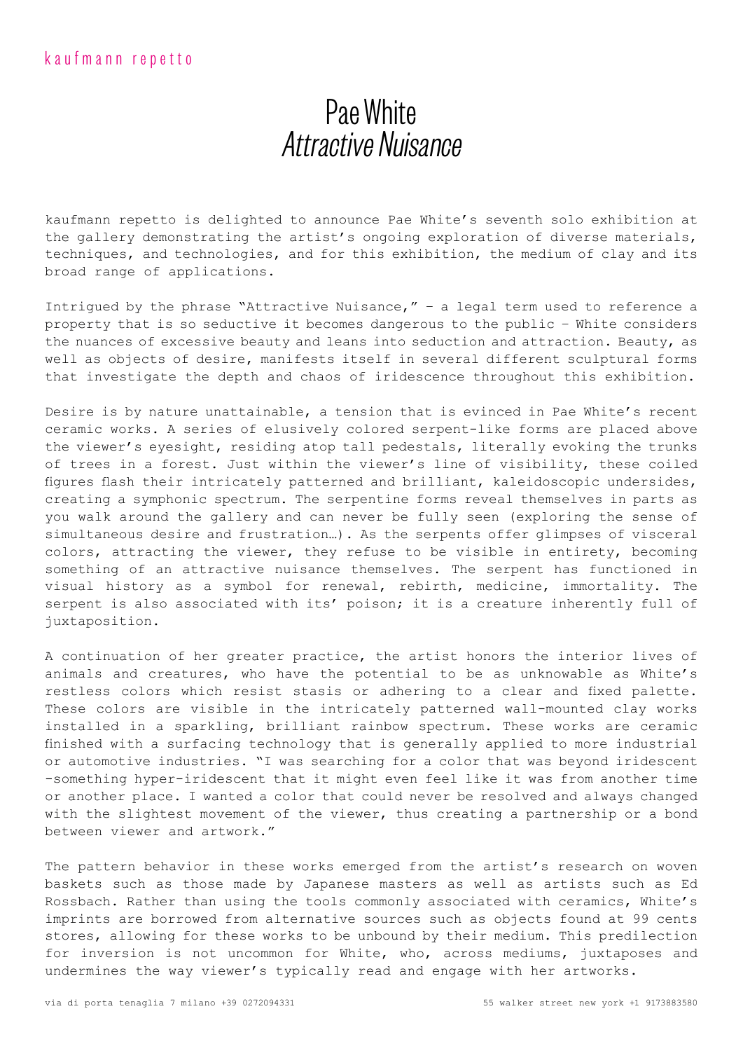kaufmann repetto

# Pae White
## *Attractive Nuisance*

kaufmann repetto is delighted to announce Pae White's seventh solo exhibition at the gallery demonstrating the artist's ongoing exploration of diverse materials, techniques, and technologies, and for this exhibition, the medium of clay and its broad range of applications.

Intrigued by the phrase "Attractive Nuisance," – a legal term used to reference a property that is so seductive it becomes dangerous to the public – White considers the nuances of excessive beauty and leans into seduction and attraction. Beauty, as well as objects of desire, manifests itself in several different sculptural forms that investigate the depth and chaos of iridescence throughout this exhibition.

Desire is by nature unattainable, a tension that is evinced in Pae White's recent ceramic works. A series of elusively colored serpent-like forms are placed above the viewer's eyesight, residing atop tall pedestals, literally evoking the trunks of trees in a forest. Just within the viewer's line of visibility, these coiled figures flash their intricately patterned and brilliant, kaleidoscopic undersides, creating a symphonic spectrum. The serpentine forms reveal themselves in parts as you walk around the gallery and can never be fully seen (exploring the sense of simultaneous desire and frustration…). As the serpents offer glimpses of visceral colors, attracting the viewer, they refuse to be visible in entirety, becoming something of an attractive nuisance themselves. The serpent has functioned in visual history as a symbol for renewal, rebirth, medicine, immortality. The serpent is also associated with its' poison; it is a creature inherently full of juxtaposition.

A continuation of her greater practice, the artist honors the interior lives of animals and creatures, who have the potential to be as unknowable as White's restless colors which resist stasis or adhering to a clear and fixed palette. These colors are visible in the intricately patterned wall-mounted clay works installed in a sparkling, brilliant rainbow spectrum. These works are ceramic finished with a surfacing technology that is generally applied to more industrial or automotive industries. "I was searching for a color that was beyond iridescent -something hyper-iridescent that it might even feel like it was from another time or another place. I wanted a color that could never be resolved and always changed with the slightest movement of the viewer, thus creating a partnership or a bond between viewer and artwork."

The pattern behavior in these works emerged from the artist's research on woven baskets such as those made by Japanese masters as well as artists such as Ed Rossbach. Rather than using the tools commonly associated with ceramics, White's imprints are borrowed from alternative sources such as objects found at 99 cents stores, allowing for these works to be unbound by their medium. This predilection for inversion is not uncommon for White, who, across mediums, juxtaposes and undermines the way viewer's typically read and engage with her artworks.

via di porta tenaglia 7 milano +39 0272094331 | 55 walker street new york +1 9173883580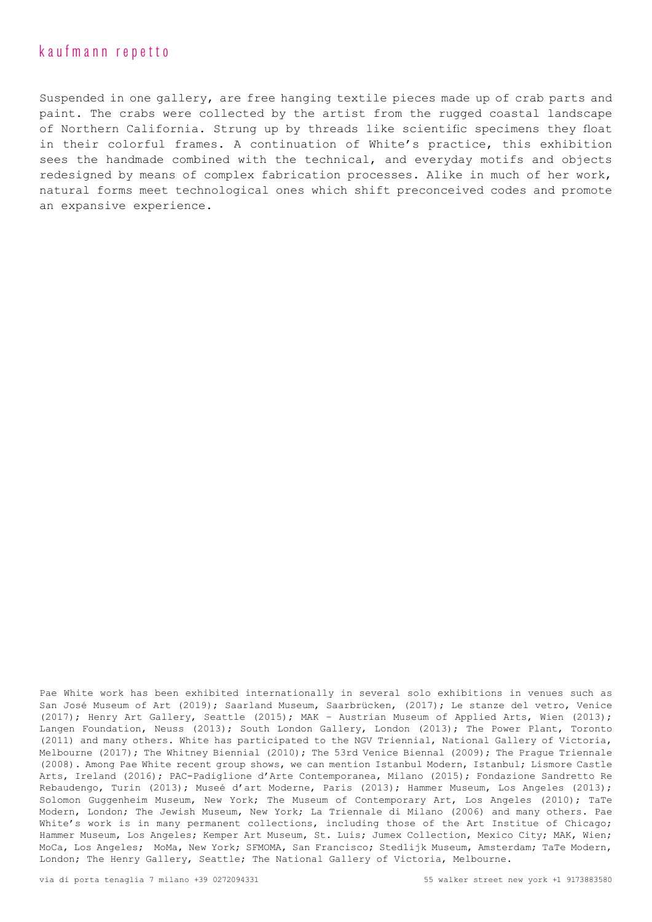Suspended in one gallery, are free hanging textile pieces made up of crab parts and paint. The crabs were collected by the artist from the rugged coastal landscape of Northern California. Strung up by threads like scientific specimens they float in their colorful frames. A continuation of White's practice, this exhibition sees the handmade combined with the technical, and everyday motifs and objects redesigned by means of complex fabrication processes. Alike in much of her work, natural forms meet technological ones which shift preconceived codes and promote an expansive experience.

Pae White work has been exhibited internationally in several solo exhibitions in venues such as San José Museum of Art (2019); Saarland Museum, Saarbrücken, (2017); Le stanze del vetro, Venice (2017); Henry Art Gallery, Seattle (2015); MAK - Austrian Museum of Applied Arts, Wien (2013); Langen Foundation, Neuss (2013); South London Gallery, London (2013); The Power Plant, Toronto (2011) and many others. White has participated to the NGV Triennial, National Gallery of Victoria, Melbourne (2017); The Whitney Biennial (2010); The 53rd Venice Biennal (2009); The Prague Triennale (2008). Among Pae White recent group shows, we can mention Istanbul Modern, Istanbul; Lismore Castle Arts, Ireland (2016); PAC-Padiglione d'Arte Contemporanea, Milano (2015); Fondazione Sandretto Re Rebaudengo, Turin (2013); Museé d'art Moderne, Paris (2013); Hammer Museum, Los Angeles (2013); Solomon Guggenheim Museum, New York; The Museum of Contemporary Art, Los Angeles (2010); TaTe Modern, London; The Jewish Museum, New York; La Triennale di Milano (2006) and many others. Pae White's work is in many permanent collections, including those of the Art Institue of Chicago; Hammer Museum, Los Angeles; Kemper Art Museum, St. Luis; Jumex Collection, Mexico City; MAK, Wien; MoCa, Los Angeles; MoMa, New York; SFMOMA, San Francisco; Stedlijk Museum, Amsterdam; TaTe Modern, London; The Henry Gallery, Seattle; The National Gallery of Victoria, Melbourne.